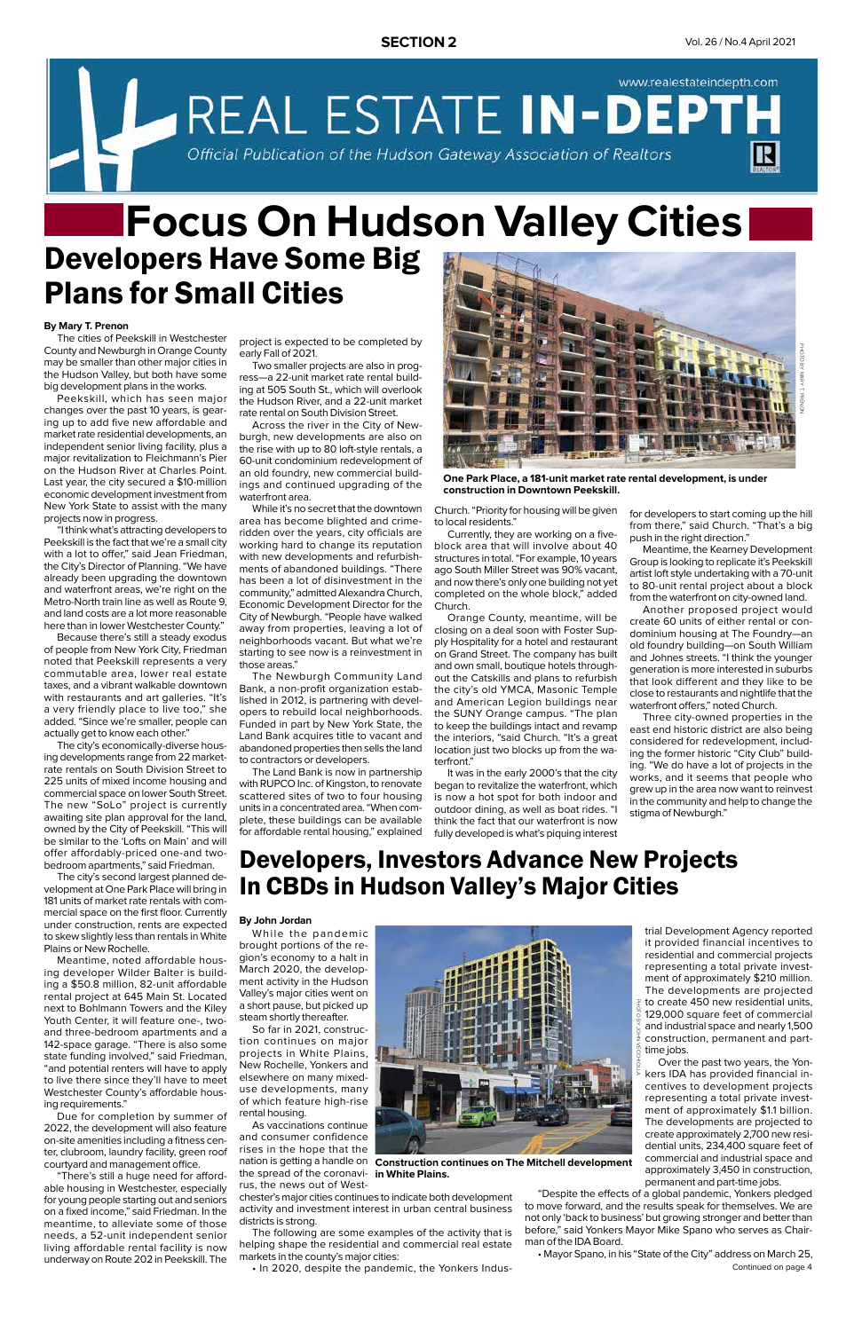# REAL ESTATE IN-DEPTH

*Official Publication of the Hudson Gateway Association of Realtors*

www.realestateindepth.com

SECTION 2

# Focus On Hudson Valley Cities

## Developers Have Some Big Plans for Small Cities

**By Mary T. Prenon**

The cities of Peekskill in Westchester County and Newburgh in Orange County may be smaller than other major cities in the Hudson Valley, but both have some big development plans in the works.

Peekskill, which has seen major changes over the past 10 years, is gearing up to add five new affordable and market rate residential developments, an independent senior living facility, plus a major revitalization to Fleichmann's Pier on the Hudson River at Charles Point. Last year, the city secured a $10-million economic development investment from New York State to assist with the many projects now in progress.

"I think what's attracting developers to Peekskill is the fact that we're a small city with a lot to offer," said Jean Friedman, the City's Director of Planning. "We have already been upgrading the downtown and waterfront areas, we're right on the Metro-North train line as well as Route 9, and land costs are a lot more reasonable here than in lower Westchester County."

Because there's still a steady exodus of people from New York City, Friedman noted that Peekskill represents a very commutable area, lower real estate taxes, and a vibrant walkable downtown with restaurants and art galleries. "It's a very friendly place to live too," she added. "Since we're smaller, people can actually get to know each other."

The city's economically-diverse housing developments range from 22 market-rate rentals on South Division Street to 225 units of mixed income housing and commercial space on lower South Street. The new "SoLo" project is currently awaiting site plan approval for the land, owned by the City of Peekskill. "This will be similar to the 'Lofts on Main' and will offer affordably-priced one-and two-bedroom apartments," said Friedman.

The city's second largest planned development at One Park Place will bring in 181 units of market rate rentals with commercial space on the first floor. Currently under construction, rents are expected to skew slightly less than rentals in White Plains or New Rochelle.

Meantime, noted affordable housing developer Wilder Balter is building a $50.8 million, 82-unit affordable rental project at 645 Main St. Located next to Bohlmann Towers and the Kiley Youth Center, it will feature one-, two- and three-bedroom apartments and a 142-space garage. "There is also some state funding involved," said Friedman, "and potential renters will have to apply to live there since they'll have to meet Westchester County's affordable housing requirements."

Due for completion by summer of 2022, the development will also feature on-site amenities including a fitness center, clubroom, laundry facility, green roof courtyard and management office.

"There's still a huge need for affordable housing in Westchester, especially for young people starting out and seniors on a fixed income," said Friedman. In the meantime, to alleviate some of those needs, a 52-unit independent senior living affordable rental facility is now underway on Route 202 in Peekskill. The project is expected to be completed by early Fall of 2021.

Two smaller projects are also in progress—a 22-unit market rate rental building at 505 South St., which will overlook the Hudson River, and a 22-unit market rate rental on South Division Street.

Across the river in the City of Newburgh, new developments are also on the rise with up to 80 loft-style rentals, a 60-unit condominium redevelopment of an old foundry, new commercial buildings and continued upgrading of the waterfront area.

While it's no secret that the downtown area has become blighted and crime-ridden over the years, city officials are working hard to change its reputation with new developments and refurbishments of abandoned buildings. "There has been a lot of disinvestment in the community," admitted Alexandra Church, Economic Development Director for the City of Newburgh. "People have walked away from properties, leaving a lot of neighborhoods vacant. But what we're starting to see now is a reinvestment in those areas."

The Newburgh Community Land Bank, a non-profit organization established in 2012, is partnering with developers to rebuild local neighborhoods. Funded in part by New York State, the Land Bank acquires title to vacant and abandoned properties then sells the land to contractors or developers.

The Land Bank is now in partnership with RUPCO Inc. of Kingston, to renovate scattered sites of two to four housing units in a concentrated area. "When complete, these buildings can be available for affordable rental housing," explained Church. "Priority for housing will be given to local residents."

Currently, they are working on a five-block area that will involve about 40 structures in total. "For example, 10 years ago South Miller Street was 90% vacant, and now there's only one building not yet completed on the whole block," added Church.

Orange County, meantime, will be closing on a deal soon with Foster Supply Hospitality for a hotel and restaurant on Grand Street. The company has built and own small, boutique hotels throughout the Catskills and plans to refurbish the city's old YMCA, Masonic Temple and American Legion buildings near the SUNY Orange campus. "The plan to keep the buildings intact and revamp the interiors, "said Church. "It's a great location just two blocks up from the waterfront."

It was in the early 2000's that the city began to revitalize the waterfront, which is now a hot spot for both indoor and outdoor dining, as well as boat rides. "I think the fact that our waterfront is now fully developed is what's piquing interest for developers to start coming up the hill from there," said Church. "That's a big push in the right direction."

Meantime, the Kearney Development Group is looking to replicate it's Peekskill artist loft style undertaking with a 70-unit to 80-unit rental project about a block from the waterfront on city-owned land.

Another proposed project would create 60 units of either rental or condominium housing at The Foundry—an old foundry building—on South William and Johnes streets. "I think the younger generation is more interested in suburbs that look different and they like to be close to restaurants and nightlife that the waterfront offers," noted Church.

Three city-owned properties in the east end historic district are also being considered for redevelopment, including the former historic "City Club" building. "We do have a lot of projects in the works, and it seems that people who grew up in the area now want to reinvest in the community and help to change the stigma of Newburgh."

PHOTO BY MARY T. PRENON

**One Park Place, a 181-unit market rate rental development, is under construction in Downtown Peekskill.**

## Developers, Investors Advance New Projects In CBDs in Hudson Valley's Major Cities

**By John Jordan**

While the pandemic brought portions of the region's economy to a halt in March 2020, the development activity in the Hudson Valley's major cities went on a short pause, but picked up steam shortly thereafter.

So far in 2021, construction continues on major projects in White Plains, New Rochelle, Yonkers and elsewhere on many mixed-use developments, many of which feature high-rise rental housing.

As vaccinations continue and consumer confidence rises in the hope that the nation is getting a handle on the spread of the coronavirus, the news out of Westchester's major cities continues to indicate both development activity and investment interest in urban central business districts is strong.

The following are some examples of the activity that is helping shape the residential and commercial real estate markets in the county's major cities:

- In 2020, despite the pandemic, the Yonkers Industrial Development Agency reported it provided financial incentives to residential and commercial projects representing a total private investment of approximately $210 million. The developments are projected to create 450 new residential units, 129,000 square feet of commercial and industrial space and nearly 1,500 construction, permanent and part-time jobs.

Over the past two years, the Yonkers IDA has provided financial incentives to development projects representing a total private investment of approximately $1.1 billion. The developments are projected to create approximately 2,700 new residential units, 234,400 square feet of commercial and industrial space and approximately 3,450 in construction, permanent and part-time jobs.

"Despite the effects of a global pandemic, Yonkers pledged to move forward, and the results speak for themselves. We are not only 'back to business' but growing stronger and better than before," said Yonkers Mayor Mike Spano who serves as Chairman of the IDA Board.

- Mayor Spano, in his "State of the City" address on March 25,

PHOTO BY JOHN VECCHIOLLA

**Construction continues on The Mitchell development in White Plains.**

Continued on page 4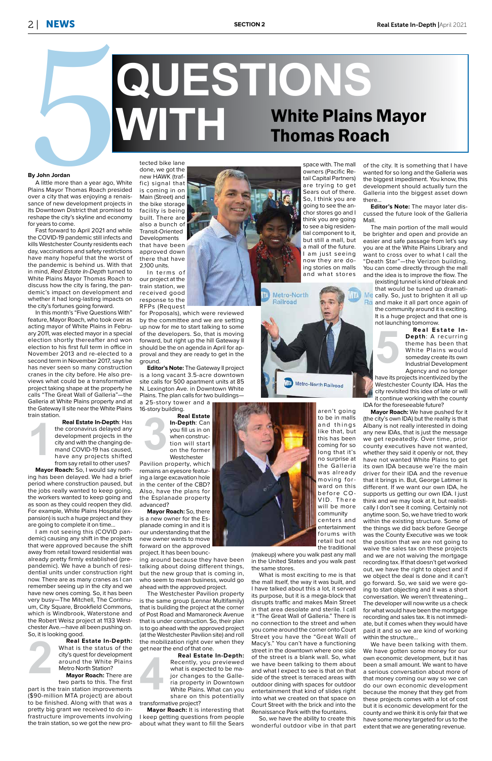# 5 QUESTIONS WITH White Plains Mayor Thomas Roach

**By John Jordan**

A little more than a year ago, White Plains Mayor Thomas Roach presided over a city that was enjoying a renaissance of development projects in its Downtown District that promised to reshape the city's skyline and economy for years to come.

Fast forward to April 2021 and while the COVID-19 pandemic still infects and kills Westchester County residents each day, vaccinations and safety restrictions have many hopeful that the worst of the pandemic is behind us. With that in mind, *Real Estate In-Depth* turned to White Plains Mayor Thomas Roach to discuss how the city is faring, the pandemic's impact on development and whether it had long-lasting impacts on the city's fortunes going forward.

In this month's "Five Questions With" feature, Mayor Roach, who took over as acting mayor of White Plains in February 2011, was elected mayor in a special election shortly thereafter and won election to his first full term in office in November 2013 and re-elected to a second term in November 2017, says he has never seen so many construction cranes in the city before. He also previews what could be a transformative project taking shape at the property he calls "The Great Wall of Galleria"—the Galleria at White Plains property and at the Gateway II site near the White Plains train station.

**1 Real Estate In-Depth**: Has the coronavirus delayed any development projects in the city and with the changing demand COVID-19 has caused, have any projects shifted from say retail to other uses?

**Mayor Roach:** So, I would say nothing has been delayed. We had a brief period where construction paused, but the jobs really wanted to keep going, the workers wanted to keep going and as soon as they could reopen they did. For example, White Plains Hospital (expansion) is such a huge project and they are going to complete it on time…

I am not seeing this (COVID pandemic) causing any shift in the projects that were approved because the shift away from retail toward residential was already pretty firmly established (pre-pandemic). We have a bunch of residential units under construction right now. There are as many cranes as I can remember seeing up in the city and we have new ones coming. So, it has been very busy—The Mitchell, The Continuum, City Square, Brookfield Commons, which is Windbrook, Waterstone and the Robert Weisz project at 1133 Westchester Ave.—have all been pushing on. So, it is looking good.

**2 Real Estate In-Depth:** What is the status of the city's prospect for development around the White Plains Metro North Station?

**Mayor Roach:** There are two parts to this. The first part is the train station improvements ($90-million MTA project) are about to be finished. Along with that was a pretty big grant we received to do infrastructure improvements involving the train station, so we got the new protected bike lane done, we got the new HAWK (traffic) signal that is coming in on Main (Street) and the bike storage facility is being built. There are also a bunch of Transit-Oriented Developments that have been approved down there that have 2,100 units.

In terms of our project at the train station, we received good response to the RFPs (Request for Proposals), which were reviewed by the committee and we are setting up now for me to start talking to some of the developers. So, that is moving forward, but right up the hill Gateway II should be the on agenda in April for approval and they are ready to get in the ground.

**Editor's Note:** The Gateway II project is a long vacant 3.5-acre downtown site calls for 500 apartment units at 85 N. Lexington Ave. in Downtown White Plains. The plan calls for two buildings—a 25-story tower and a 16-story building.

**3 Real Estate In-Depth:** Can you fill us in on when construction will start on the former Westchester Pavilion property, which remains an eyesore featuring a large excavation hole in the center of the CBD? Also, have the plans for the Esplanade property advanced?

**Mayor Roach:** So, there is a new owner for the Esplanade coming in and it is our understanding that the new owner wants to move forward on the approved project. It has been bouncing around because they have been talking about doing different things, but the new group that is coming in, who seem to mean business, would go ahead with the approved project.

The Westchester Pavilion property is the same group (Lennar Multifamily) that is building the project at the corner of Post Road and Mamaroneck Avenue that is under construction. So, their plan is to go ahead with the approved project (at the Westchester Pavilion site) and roll the mobilization right over when they get near the end of that one.

**4 Real Estate In-Depth:** Recently, you previewed what is expected to be major changes to the Galleria property in Downtown White Plains. What can you share on this potentially transformative project?

**Mayor Roach:** It is interesting that I keep getting questions from people about what they want to fill the Sears space with. The mall owners (Pacific Retail Capital Partners) are trying to get Sears out of there. So, I think you are going to see the anchor stores go and I think you are going to see a big residential component to it, but still a mall, but a mall of the future. I am just seeing now they are doing stories on malls and what stores aren't going to be in malls and things like that, but this has been coming for so long that it's no surprise at the Galleria was already moving forward on this before COVID. There will be more community centers and entertainment forums with retail but not the traditional (makeup) where you walk past any mall in the United States and you walk past the same stores.

What is most exciting to me is that the mall itself, the way it was built, and I have talked about this a lot, it served its purpose, but it is a mega-block that disrupts traffic and makes Main Street in that area desolate and sterile. I call it "The Great Wall of Galleria." There is no connection to the street and when you come around the corner onto Court Street you have the "Great Wall of Macy's." You can't have a functioning street in the downtown where one side of the street is a blank wall. So, what we have been talking to them about and what I expect to see is that on that side of the street is terraced areas with outdoor dining with spaces for outdoor entertainment that kind of slides right into what we created on that space on Court Street with the brick and into the Renaissance Park with the fountains.

So, we have the ability to create this wonderful outdoor vibe in that part of the city. It is something that I have wanted for so long and the Galleria was the biggest impediment. You know, this development should actually turn the Galleria into the biggest asset down there…

**Editor's Note:** The mayor later discussed the future look of the Galleria Mall.

The main portion of the mall would be brighter and open and provide an easier and safe passage from let's say you are at the White Plains Library and want to cross over to what I call the "Death Star"—the Verizon building. You can come directly through the mall and the idea is to improve the flow. The (existing) tunnel is kind of bleak and that would be tuned up dramatically. So, just to brighten it all up and make it all part once again of the community around it is exciting. It is a huge project and that one is not launching tomorrow.

**5 Real Estate In-Depth:** A recurring theme has been that White Plains would someday create its own Industrial Development Agency and no longer have its projects incentivized by the Westchester County IDA. Has the city revisited this idea of late or will it continue working with the county IDA for the foreseeable future?

**Mayor Roach:** We have pushed for it (the city's own IDA) but the reality is that Albany is not really interested in doing any new IDAs, that is just the message we get repeatedly. Over time, prior county executives have not wanted, whether they said it openly or not, they have not wanted White Plains to get its own IDA because we're the main driver for their IDA and the revenue that it brings in. But, George Latimer is different. If we want our own IDA, he supports us getting our own IDA. I just think and we may look at it, but realistically I don't see it coming. Certainly not anytime soon. So, we have tried to work within the existing structure. Some of the things we did back before George was the County Executive was we took the position that we are not going to waive the sales tax on these projects and we are not waiving the mortgage recording tax. If that doesn't get worked out, we have the right to object and if we object the deal is done and it can't go forward. So, we said we were going to start objecting and it was a short conversation. We weren't threatening… The developer will now write us a check for what would have been the mortgage recording and sales tax. It is not immediate, but it comes when they would have paid it and so we are kind of working within the structure…

We have been talking with them. We have gotten some money for our own economic development, but it has been a small amount. We want to have a serious conversation about more of that money coming our way so we can do our own economic development because the money that they get from these projects comes with a lot of cost but it is economic development for the county and we think it is only fair that we have some money targeted for us to the extent that we are generating revenue.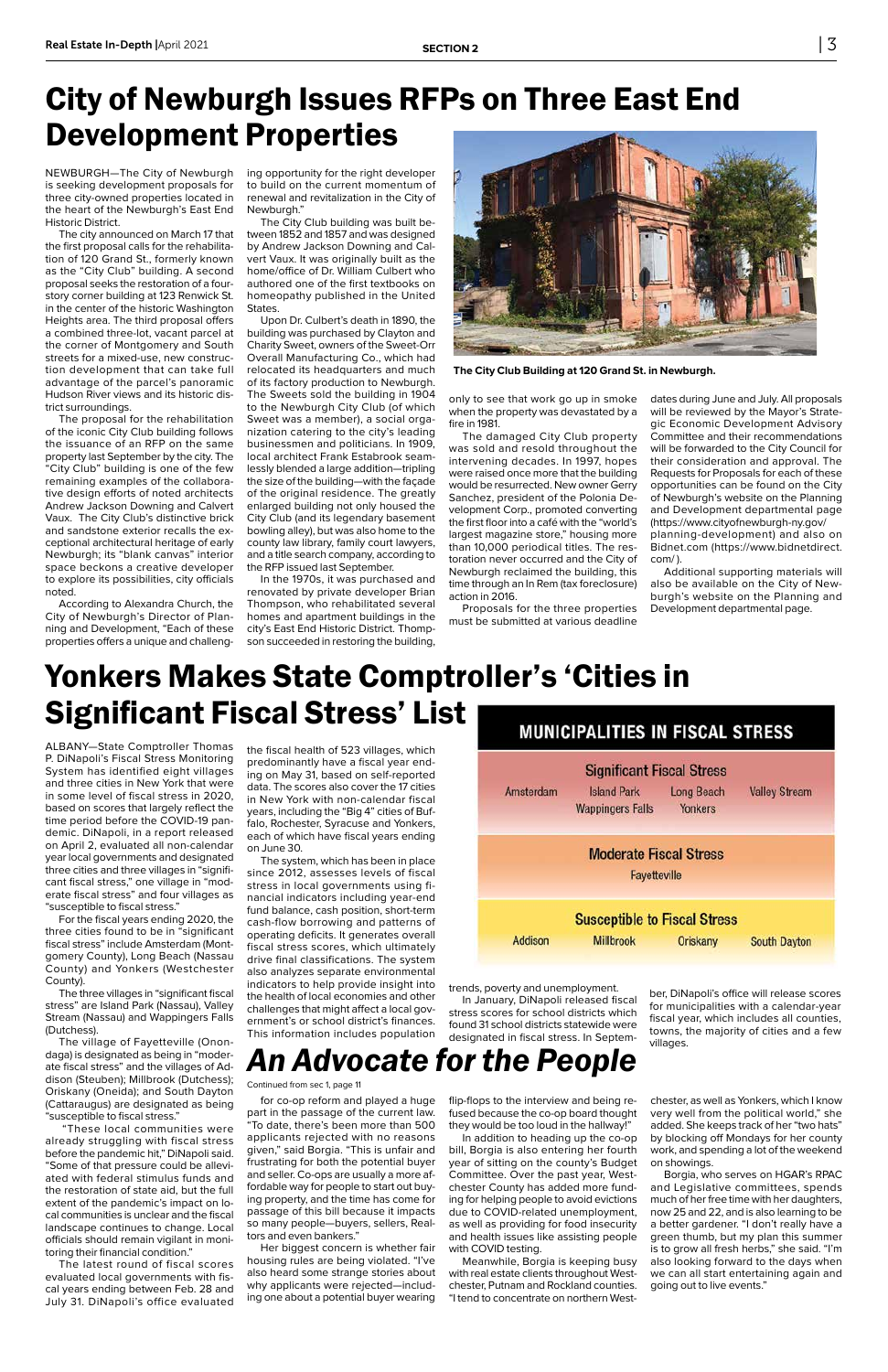# City of Newburgh Issues RFPs on Three East End Development Properties

NEWBURGH—The City of Newburgh is seeking development proposals for three city-owned properties located in the heart of the Newburgh's East End Historic District.

The city announced on March 17 that the first proposal calls for the rehabilitation of 120 Grand St., formerly known as the "City Club" building. A second proposal seeks the restoration of a four-story corner building at 123 Renwick St. in the center of the historic Washington Heights area. The third proposal offers a combined three-lot, vacant parcel at the corner of Montgomery and South streets for a mixed-use, new construction development that can take full advantage of the parcel's panoramic Hudson River views and its historic district surroundings.

The proposal for the rehabilitation of the iconic City Club building follows the issuance of an RFP on the same property last September by the city. The "City Club" building is one of the few remaining examples of the collaborative design efforts of noted architects Andrew Jackson Downing and Calvert Vaux. The City Club's distinctive brick and sandstone exterior recalls the exceptional architectural heritage of early Newburgh; its "blank canvas" interior space beckons a creative developer to explore its possibilities, city officials noted.

According to Alexandra Church, the City of Newburgh's Director of Planning and Development, "Each of these properties offers a unique and challenging opportunity for the right developer to build on the current momentum of renewal and revitalization in the City of Newburgh."

The City Club building was built between 1852 and 1857 and was designed by Andrew Jackson Downing and Calvert Vaux. It was originally built as the home/office of Dr. William Culbert who authored one of the first textbooks on homeopathy published in the United States.

Upon Dr. Culbert's death in 1890, the building was purchased by Clayton and Charity Sweet, owners of the Sweet-Orr Overall Manufacturing Co., which had relocated its headquarters and much of its factory production to Newburgh. The Sweets sold the building in 1904 to the Newburgh City Club (of which Sweet was a member), a social organization catering to the city's leading businessmen and politicians. In 1909, local architect Frank Estabrook seamlessly blended a large addition—tripling the size of the building—with the façade of the original residence. The greatly enlarged building not only housed the City Club (and its legendary basement bowling alley), but was also home to the county law library, family court lawyers, and a title search company, according to the RFP issued last September.

In the 1970s, it was purchased and renovated by private developer Brian Thompson, who rehabilitated several homes and apartment buildings in the city's East End Historic District. Thompson succeeded in restoring the building, only to see that work go up in smoke when the property was devastated by a fire in 1981.

The damaged City Club property was sold and resold throughout the intervening decades. In 1997, hopes were raised once more that the building would be resurrected. New owner Gerry Sanchez, president of the Polonia Development Corp., promoted converting the first floor into a café with the "world's largest magazine store," housing more than 10,000 periodical titles. The restoration never occurred and the City of Newburgh reclaimed the building, this time through an In Rem (tax foreclosure) action in 2016.

Proposals for the three properties must be submitted at various deadline dates during June and July. All proposals will be reviewed by the Mayor's Strategic Economic Development Advisory Committee and their recommendations will be forwarded to the City Council for their consideration and approval. The Requests for Proposals for each of these opportunities can be found on the City of Newburgh's website on the Planning and Development departmental page (https://www.cityofnewburgh-ny.gov/planning-development) and also on Bidnet.com (https://www.bidnetdirect.com/).

Additional supporting materials will also be available on the City of Newburgh's website on the Planning and Development departmental page.

The City Club Building at 120 Grand St. in Newburgh.

# Yonkers Makes State Comptroller's 'Cities in Significant Fiscal Stress' List

ALBANY—State Comptroller Thomas P. DiNapoli's Fiscal Stress Monitoring System has identified eight villages and three cities in New York that were in some level of fiscal stress in 2020, based on scores that largely reflect the time period before the COVID-19 pandemic. DiNapoli, in a report released on April 2, evaluated all non-calendar year local governments and designated three cities and three villages in "significant fiscal stress," one village in "moderate fiscal stress" and four villages as "susceptible to fiscal stress."

For the fiscal years ending 2020, the three cities found to be in "significant fiscal stress" include Amsterdam (Montgomery County), Long Beach (Nassau County) and Yonkers (Westchester County).

The three villages in "significant fiscal stress" are Island Park (Nassau), Valley Stream (Nassau) and Wappingers Falls (Dutchess).

The village of Fayetteville (Onondaga) is designated as being in "moderate fiscal stress" and the villages of Addison (Steuben); Millbrook (Dutchess); Oriskany (Oneida); and South Dayton (Cattaraugus) are designated as being "susceptible to fiscal stress."

"These local communities were already struggling with fiscal stress before the pandemic hit," DiNapoli said. "Some of that pressure could be alleviated with federal stimulus funds and the restoration of state aid, but the full extent of the pandemic's impact on local communities is unclear and the fiscal landscape continues to change. Local officials should remain vigilant in monitoring their financial condition."

The latest round of fiscal scores evaluated local governments with fiscal years ending between Feb. 28 and July 31. DiNapoli's office evaluated the fiscal health of 523 villages, which predominantly have a fiscal year ending on May 31, based on self-reported data. The scores also cover the 17 cities in New York with non-calendar fiscal years, including the "Big 4" cities of Buffalo, Rochester, Syracuse and Yonkers, each of which have fiscal years ending on June 30.

The system, which has been in place since 2012, assesses levels of fiscal stress in local governments using financial indicators including year-end fund balance, cash position, short-term cash-flow borrowing and patterns of operating deficits. It generates overall fiscal stress scores, which ultimately drive fiscal classifications. The system also analyzes separate environmental indicators to help provide insight into the health of local economies and other challenges that might affect a local government's or school district's finances. This information includes population trends, poverty and unemployment.

In January, DiNapoli released fiscal stress scores for school districts which found 31 school districts statewide were designated in fiscal stress. In September, DiNapoli's office will release scores for municipalities with a calendar-year fiscal year, which includes all counties, towns, the majority of cities and a few villages.

**MUNICIPALITIES IN FISCAL STRESS**

**Significant Fiscal Stress**
Amsterdam, Island Park, Wappingers Falls, Long Beach, Yonkers, Valley Stream

**Moderate Fiscal Stress**
Fayetteville

**Susceptible to Fiscal Stress**
Addison, Millbrook, Oriskany, South Dayton

# *An Advocate for the People*

Continued from sec 1, page 11

for co-op reform and played a huge part in the passage of the current law. "To date, there's been more than 500 applicants rejected with no reasons given," said Borgia. "This is unfair and frustrating for both the potential buyer and seller. Co-ops are usually a more affordable way for people to start out buying property, and the time has come for passage of this bill because it impacts so many people—buyers, sellers, Realtors and even bankers."

Her biggest concern is whether fair housing rules are being violated. "I've also heard some strange stories about why applicants were rejected—including one about a potential buyer wearing flip-flops to the interview and being refused because the co-op board thought they would be too loud in the hallway!"

In addition to heading up the co-op bill, Borgia is also entering her fourth year of sitting on the county's Budget Committee. Over the past year, Westchester County has added more funding for helping people to avoid evictions due to COVID-related unemployment, as well as providing for food insecurity and health issues like assisting people with COVID testing.

Meanwhile, Borgia is keeping busy with real estate clients throughout Westchester, Putnam and Rockland counties. "I tend to concentrate on northern Westchester, as well as Yonkers, which I know very well from the political world," she added. She keeps track of her "two hats" by blocking off Mondays for her county work, and spending a lot of the weekend on showings.

Borgia, who serves on HGAR's RPAC and Legislative committees, spends much of her free time with her daughters, now 25 and 22, and is also learning to be a better gardener. "I don't really have a green thumb, but my plan this summer is to grow all fresh herbs," she said. "I'm also looking forward to the days when we can all start entertaining again and going out to live events."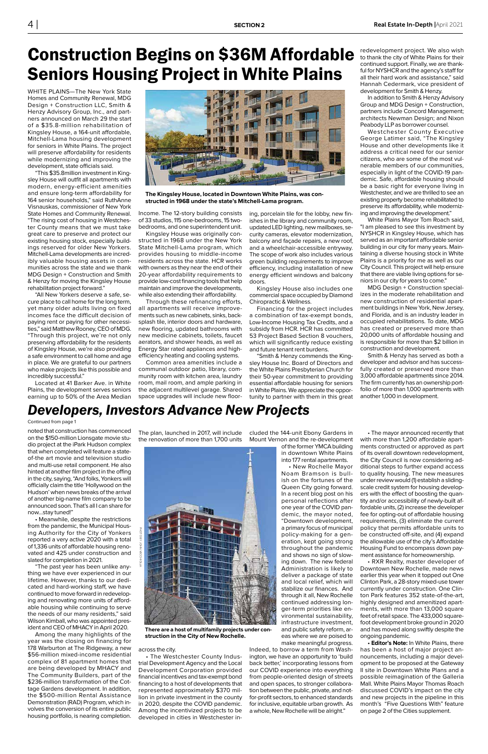# Construction Begins on $36M Affordable Seniors Housing Project in White Plains

WHITE PLAINS—The New York State Homes and Community Renewal, MDG Design + Construction LLC, Smith & Henzy Advisory Group, Inc., and partners announced on March 29 the start of a $35.8-million rehabilitation of Kingsley House, a 164-unit affordable, Mitchell-Lama housing development for seniors in White Plains. The project will preserve affordability for residents while modernizing and improving the development, state officials said.

"This $35.8million investment in Kingsley House will outfit all apartments with modern, energy-efficient amenities and ensure long-term affordability for 164 senior households," said RuthAnne Visnauskas, commissioner of New York State Homes and Community Renewal. "The rising cost of housing in Westchester County means that we must take great care to preserve and protect our existing housing stock, especially buildings reserved for older New Yorkers. Mitchell-Lama developments are incredibly valuable housing assets in communities across the state and we thank MDG Design + Construction and Smith & Henzy for moving the Kingsley House rehabilitation project forward."

"All New Yorkers deserve a safe, secure place to call home for the long term, yet many older adults living on fixed incomes face the difficult decision of paying rent or paying for other necessities," said Matthew Rooney, CEO of MDG. "Through this project, we're not only preserving affordability for the residents of Kingsley House, we're also providing a safe environment to call home and age in place. We are grateful to our partners who make projects like this possible and incredibly successful."

Located at 41 Barker Ave. in White Plains, the development serves seniors earning up to 50% of the Area Median Income. The 12-story building consists of 33 studios, 115 one-bedrooms, 15 two-bedrooms, and one superintendent unit.

The Kingsley House, located in Downtown White Plains, was constructed in 1968 under the state's Mitchell-Lama program.

Kingsley House was originally constructed in 1968 under the New York State Mitchell-Lama program, which provides housing to middle-income residents across the state. HCR works with owners as they near the end of their 20-year affordability requirements to provide low-cost financing tools that help maintain and improve the developments, while also extending their affordability.

Through these refinancing efforts, all apartments will receive improvements such as new cabinets, sinks, backsplash tile, interior doors and hardware, new flooring, updated bathrooms with new medicine cabinets, toilets, faucet aerators, and shower heads, as well as Energy Star rated appliances and high-efficiency heating and cooling systems.

Common area amenities include a communal outdoor patio, library, community room with kitchen area, laundry room, mail room, and ample parking in the adjacent multilevel garage. Shared space upgrades will include new flooring, porcelain tile for the lobby, new finishes in the library and community room, updated LED lighting, new mailboxes, security cameras, elevator modernization, balcony and façade repairs, a new roof, and a wheelchair-accessible entryway. The scope of work also includes various green building requirements to improve efficiency, including installation of new energy efficient windows and balcony doors.

Kingsley House also includes one commercial space occupied by Diamond Chiropractic & Wellness.

Financing for the project includes a combination of tax-exempt bonds, Low-Income Housing Tax Credits, and a subsidy from HCR. HCR has committed 53 Project Based Section 8 vouchers, which will significantly reduce existing and future tenant rent burdens.

"Smith & Henzy commends the Kingsley House Inc. Board of Directors and the White Plains Presbyterian Church for their 50-year commitment to providing essential affordable housing for seniors in White Plains. We appreciate the opportunity to partner with them in this great redevelopment project. We also wish to thank the city of White Plains for their continued support. Finally, we are thankful for NYSHCR and the agency's staff for all their hard work and assistance," said Hannah Cedermark, vice president of development for Smith & Henzy.

In addition to Smith & Henzy Advisory Group and MDG Design + Construction, partners include Concord Management; architects Newman Design; and Nixon Peabody LLP as borrower counsel.

Westchester County Executive George Latimer said, "The Kingsley House and other developments like it address a critical need for our senior citizens, who are some of the most vulnerable members of our communities, especially in light of the COVID-19 pandemic. Safe, affordable housing should be a basic right for everyone living in Westchester, and we are thrilled to see an existing property become rehabilitated to preserve its affordability, while modernizing and improving the development."

White Plains Mayor Tom Roach said, "I am pleased to see this investment by NYSHCR in Kingsley House, which has served as an important affordable senior building in our city for many years. Maintaining a diverse housing stock in White Plains is a priority for me as well as our City Council. This project will help ensure that there are viable living options for seniors in our city for years to come."

MDG Design + Construction specializes in the moderate rehabilitation and new construction of residential apartment buildings in New York, New Jersey, and Florida, and is an industry leader in occupied rehabilitations. To date, MDG has created or preserved more than 20,000 units of affordable housing and is responsible for more than $2 billion in construction and development.

Smith & Henzy has served as both a developer and advisor and has successfully created or preserved more than 3,000 affordable apartments since 2014. The firm currently has an ownership portfolio of more than 1,000 apartments with another 1,000 in development.

# Developers, Investors Advance New Projects

Continued from page 1

noted that construction has commenced on the $150-million Lionsgate movie studio project at the iPark Hudson complex that when completed will feature a state-of-the art movie and television studio and multi-use retail component. He also hinted at another film project in the offing in the city, saying, "And folks, Yonkers will officially claim the title 'Hollywood on the Hudson' when news breaks of the arrival of another big-name film company to be announced soon. That's all I can share for now...stay tuned!"

• Meanwhile, despite the restrictions from the pandemic, the Municipal Housing Authority for the City of Yonkers reported a very active 2020 with a total of 1,336 units of affordable housing renovated and 425 under construction and slated for completion in 2021.

"The past year has been unlike anything we have ever experienced in our lifetime. However, thanks to our dedicated and hard-working staff, we have continued to move forward in redeveloping and renovating more units of affordable housing while continuing to serve the needs of our many residents," said Wilson Kimball, who was appointed president and CEO of MHACY in April 2020.

Among the many highlights of the year was the closing on financing for 178 Warburton at The Ridgeway, a new $56-million mixed-income residential complex of 81 apartment homes that are being developed by MHACY and The Community Builders, part of the $236-million transformation of the Cottage Gardens development. In addition, the $500-million Rental Assistance Demonstration (RAD) Program, which involves the conversion of its entire public housing portfolio, is nearing completion. The plan, launched in 2017, will include the renovation of more than 1,700 units across the city.

There are a host of multifamily projects under construction in the City of New Rochelle.

• The Westchester County Industrial Development Agency and the Local Development Corporation provided financial incentives and tax-exempt bond financing to a host of developments that represented approximately $370 million in private investment in the county in 2020, despite the COVID pandemic. Among the incentivized projects to be developed in cities in Westchester included the 144-unit Ebony Gardens in Mount Vernon and the re-development of the former YMCA building in downtown White Plains into 177 rental apartments.

• New Rochelle Mayor Noam Bramson is bullish on the fortunes of the Queen City going forward. In a recent blog post on his personal reflections after one year of the COVID pandemic, the mayor noted, "Downtown development, a primary focus of municipal policy-making for a generation, kept going strong throughout the pandemic and shows no sign of slowing down. The new federal Administration is likely to deliver a package of state and local relief, which will stabilize our finances. And through it all, New Rochelle continued addressing longer-term priorities like environmental sustainability, infrastructure investment, and public safety reform, areas where we are poised to make meaningful progress. Indeed, to borrow a term from Washington, we have an opportunity to 'build back better,' incorporating lessons from our COVID experience into everything from people-oriented design of streets and open spaces, to stronger collaboration between the public, private, and not-for-profit sectors, to enhanced standards for inclusive, equitable urban growth. As a whole, New Rochelle will be alright."

• The mayor announced recently that with more than 1,200 affordable apartments constructed or approved as part of its overall downtown redevelopment, the City Council is now considering additional steps to further expand access to quality housing. The new measures under review would (1) establish a sliding-scale credit system for housing developers with the effect of boosting the quantity and/or accessibility of newly-built affordable units, (2) increase the developer fee for opting-out of affordable housing requirements, (3) eliminate the current policy that permits affordable units to be constructed off-site, and (4) expand the allowable use of the city's Affordable Housing Fund to encompass down payment assistance for homeownership.

• RXR Realty, master developer of Downtown New Rochelle, made news earlier this year when it topped out One Clinton Park, a 28-story mixed-use tower currently under construction. One Clinton Park features 352 state-of-the-art, highly designed and amenitized apartments, with more than 13,000 square feet of retail space. The 433,000 square-foot development broke ground in 2020 and has moved along swiftly despite the ongoing pandemic.

• **Editor's Note:** In White Plains, there has been a host of major project announcements, including a major development to be proposed at the Gateway II site in Downtown White Plans and a possible reimagination of the Galleria Mall. White Plains Mayor Thomas Roach discussed COVID's impact on the city and new projects in the pipeline in this month's "Five Questions With" feature on page 2 of the Cities supplement.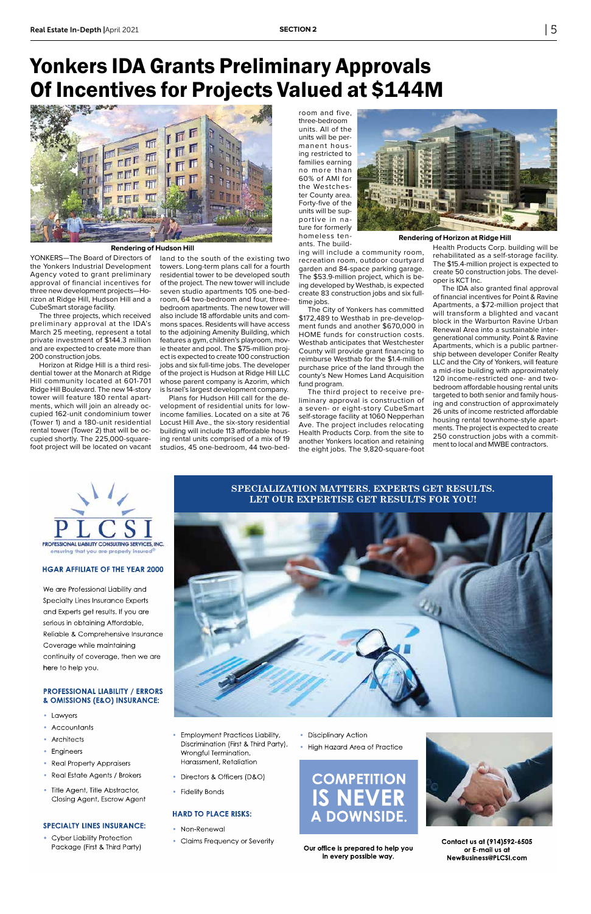# Yonkers IDA Grants Preliminary Approvals Of Incentives for Projects Valued at $144M

Rendering of Hudson Hill

YONKERS—The Board of Directors of the Yonkers Industrial Development Agency voted to grant preliminary approval of financial incentives for three new development projects—Horizon at Ridge Hill, Hudson Hill and a CubeSmart storage facility.

The three projects, which received preliminary approval at the IDA's March 25 meeting, represent a total private investment of $144.3 million and are expected to create more than 200 construction jobs.

Horizon at Ridge Hill is a third residential tower at the Monarch at Ridge Hill community located at 601-701 Ridge Hill Boulevard. The new 14-story tower will feature 180 rental apartments, which will join an already occupied 162-unit condominium tower (Tower 1) and a 180-unit residential rental tower (Tower 2) that will be occupied shortly. The 225,000-square-foot project will be located on vacant land to the south of the existing two towers. Long-term plans call for a fourth residential tower to be developed south of the project. The new tower will include seven studio apartments 105 one-bedroom, 64 two-bedroom and four, three-bedroom apartments. The new tower will also include 18 affordable units and common spaces. Residents will have access to the adjoining Amenity Building, which features a gym, children's playroom, movie theater and pool. The $75-million project is expected to create 100 construction jobs and six full-time jobs. The developer of the project is Hudson at Ridge Hill LLC whose parent company is Azorim, which is Israel's largest development company.

Plans for Hudson Hill call for the development of residential units for low-income families. Located on a site at 76 Locust Hill Ave., the six-story residential building will include 113 affordable housing rental units comprised of a mix of 19 studios, 45 one-bedroom, 44 two-bedroom and five, three-bedroom units. All of the units will be permanent housing restricted to families earning no more than 60% of AMI for the Westchester County area. Forty-five of the units will be supportive in nature for formerly homeless tenants. The building will include a community room, recreation room, outdoor courtyard garden and 84-space parking garage. The $53.9-million project, which is being developed by Westhab, is expected create 83 construction jobs and six full-time jobs.

Rendering of Horizon at Ridge Hill

The City of Yonkers has committed $172,489 to Westhab in pre-development funds and another $670,000 in HOME funds for construction costs. Westhab anticipates that Westchester County will provide grant financing to reimburse Westhab for the $1.4-million purchase price of the land through the county's New Homes Land Acquisition fund program.

The third project to receive preliminary approval is construction of a seven- or eight-story CubeSmart self-storage facility at 1060 Nepperhan Ave. The project includes relocating Health Products Corp. from the site to another Yonkers location and retaining the eight jobs. The 9,820-square-foot Health Products Corp. building will be rehabilitated as a self-storage facility. The $15.4-million project is expected to create 50 construction jobs. The developer is KCT Inc.

The IDA also granted final approval of financial incentives for Point & Ravine Apartments, a $72-million project that will transform a blighted and vacant block in the Warburton Ravine Urban Renewal Area into a sustainable intergenerational community. Point & Ravine Apartments, which is a public partnership between developer Conifer Realty LLC and the City of Yonkers, will feature a mid-rise building with approximately 120 income-restricted one- and two-bedroom affordable housing rental units targeted to both senior and family housing and construction of approximately 26 units of income restricted affordable housing rental townhome-style apartments. The project is expected to create 250 construction jobs with a commitment to local and MWBE contractors.

---

**PLCSI**
PROFESSIONAL LIABILITY CONSULTING SERVICES, INC.
*ensuring that you are properly insured®*

**HGAR AFFILIATE OF THE YEAR 2000**

We are Professional Liability and Specialty Lines Insurance Experts and Experts get results. If you are serious in obtaining Affordable, Reliable & Comprehensive Insurance Coverage while maintaining continuity of coverage, then we are here to help you.

**SPECIALIZATION MATTERS. EXPERTS GET RESULTS. LET OUR EXPERTISE GET RESULTS FOR YOU!**

**PROFESSIONAL LIABILITY / ERRORS & OMISSIONS (E&O) INSURANCE:**

- Lawyers
- Accountants
- Architects
- Engineers
- Real Property Appraisers
- Real Estate Agents / Brokers
- Title Agent, Title Abstractor, Closing Agent, Escrow Agent

**SPECIALTY LINES INSURANCE:**

- Cyber Liability Protection Package (First & Third Party)
- Employment Practices Liability, Discrimination (First & Third Party), Wrongful Termination, Harassment, Retaliation
- Directors & Officers (D&O)
- Fidelity Bonds

**HARD TO PLACE RISKS:**

- Non-Renewal
- Claims Frequency or Severity
- Disciplinary Action
- High Hazard Area of Practice

**COMPETITION IS NEVER A DOWNSIDE.**

**Our office is prepared to help you in every possible way.**

**Contact us at (914)592-6505 or E-mail us at NewBusiness@PLCSI.com**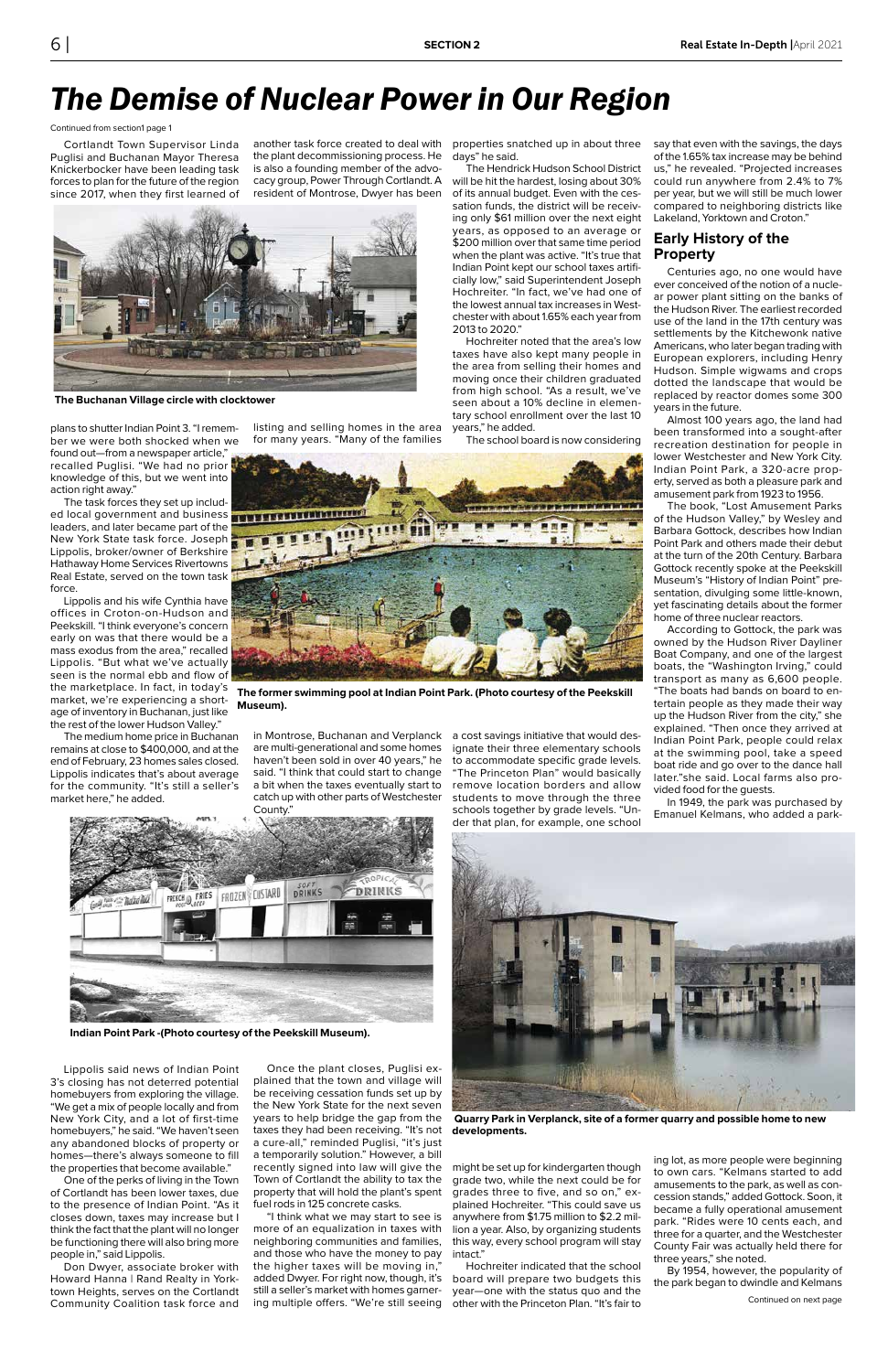# The Demise of Nuclear Power in Our Region

Continued from section1 page 1

Cortlandt Town Supervisor Linda Puglisi and Buchanan Mayor Theresa Knickerbocker have been leading task forces to plan for the future of the region since 2017, when they first learned of plans to shutter Indian Point 3. "I remember we were both shocked when we found out—from a newspaper article," recalled Puglisi. "We had no prior knowledge of this, but we went into action right away."

The Buchanan Village circle with clocktower

The task forces they set up included local government and business leaders, and later became part of the New York State task force. Joseph Lippolis, broker/owner of Berkshire Hathaway Home Services Rivertowns Real Estate, served on the town task force.

Lippolis and his wife Cynthia have offices in Croton-on-Hudson and Peekskill. "I think everyone's concern early on was that there would be a mass exodus from the area," recalled Lippolis. "But what we've actually seen is the normal ebb and flow of the marketplace. In fact, in today's market, we're experiencing a shortage of inventory in Buchanan, just like the rest of the lower Hudson Valley."

The medium home price in Buchanan remains at close to $400,000, and at the end of February, 23 homes sales closed. Lippolis indicates that's about average for the community. "It's still a seller's market here," he added.

Lippolis said news of Indian Point 3's closing has not deterred potential homebuyers from exploring the village. "We get a mix of people locally and from New York City, and a lot of first-time homebuyers," he said. "We haven't seen any abandoned blocks of property or homes—there's always someone to fill the properties that become available."

One of the perks of living in the Town of Cortlandt has been lower taxes, due to the presence of Indian Point. "As it closes down, taxes may increase but I think the fact that the plant will no longer be functioning there will also bring more people in," said Lippolis.

Don Dwyer, associate broker with Howard Hanna | Rand Realty in Yorktown Heights, serves on the Cortlandt Community Coalition task force and another task force created to deal with the plant decommissioning process. He is also a founding member of the advocacy group, Power Through Cortlandt. A resident of Montrose, Dwyer has been listing and selling homes in the area for many years. "Many of the families in Montrose, Buchanan and Verplanck are multi-generational and some homes haven't been sold in over 40 years," he said. "I think that could start to change a bit when the taxes eventually start to catch up with other parts of Westchester County."

Once the plant closes, Puglisi explained that the town and village will be receiving cessation funds set up by the New York State for the next seven years to help bridge the gap from the taxes they had been receiving. "It's not a cure-all," reminded Puglisi, "it's just a temporarily solution." However, a bill recently signed into law will give the Town of Cortlandt the ability to tax the property that will hold the plant's spent fuel rods in 125 concrete casks.

"I think what we may start to see is more of an equalization in taxes with neighboring communities and families, and those who have the money to pay the higher taxes will be moving in," added Dwyer. For right now, though, it's still a seller's market with homes garnering multiple offers. "We're still seeing properties snatched up in about three days" he said.

The Hendrick Hudson School District will be hit the hardest, losing about 30% of its annual budget. Even with the cessation funds, the district will be receiving only $61 million over the next eight years, as opposed to an average or $200 million over that same time period when the plant was active. "It's true that Indian Point kept our school taxes artificially low," said Superintendent Joseph Hochreiter. "In fact, we've had one of the lowest annual tax increases in Westchester with about 1.65% each year from 2013 to 2020."

Hochreiter noted that the area's low taxes have also kept many people in the area from selling their homes and moving once their children graduated from high school. "As a result, we've seen about a 10% decline in elementary school enrollment over the last 10 years," he added.

The school board is now considering a cost savings initiative that would designate their three elementary schools to accommodate specific grade levels. "The Princeton Plan" would basically remove location borders and allow students to move through the three schools together by grade levels. "Under that plan, for example, one school might be set up for kindergarten though grade two, while the next could be for grades three to five, and so on," explained Hochreiter. "This could save us anywhere from $1.75 million to $2.2 million a year. Also, by organizing students this way, every school program will stay intact."

The former swimming pool at Indian Point Park. (Photo courtesy of the Peekskill Museum).

Indian Point Park -(Photo courtesy of the Peekskill Museum).

Hochreiter indicated that the school board will prepare two budgets this year—one with the status quo and the other with the Princeton Plan. "It's fair to say that even with the savings, the days of the 1.65% tax increase may be behind us," he revealed. "Projected increases could run anywhere from 2.4% to 7% per year, but we will still be much lower compared to neighboring districts like Lakeland, Yorktown and Croton."

## Early History of the Property

Centuries ago, no one would have ever conceived of the notion of a nuclear power plant sitting on the banks of the Hudson River. The earliest recorded use of the land in the 17th century was settlements by the Kitchewonk native Americans, who later began trading with European explorers, including Henry Hudson. Simple wigwams and crops dotted the landscape that would be replaced by reactor domes some 300 years in the future.

Almost 100 years ago, the land had been transformed into a sought-after recreation destination for people in lower Westchester and New York City. Indian Point Park, a 320-acre property, served as both a pleasure park and amusement park from 1923 to 1956.

The book, "Lost Amusement Parks of the Hudson Valley," by Wesley and Barbara Gottock, describes how Indian Point Park and others made their debut at the turn of the 20th Century. Barbara Gottock recently spoke at the Peekskill Museum's "History of Indian Point" presentation, divulging some little-known, yet fascinating details about the former home of three nuclear reactors.

According to Gottock, the park was owned by the Hudson River Dayliner Boat Company, and one of the largest boats, the "Washington Irving," could transport as many as 6,600 people. "The boats had bands on board to entertain people as they made their way up the Hudson River from the city," she explained. "Then once they arrived at Indian Point Park, people could relax at the swimming pool, take a speed boat ride and go over to the dance hall later."she said. Local farms also provided food for the guests.

In 1949, the park was purchased by Emanuel Kelmans, who added a parking lot, as more people were beginning to own cars. "Kelmans started to add amusements to the park, as well as concession stands," added Gottock. Soon, it became a fully operational amusement park. "Rides were 10 cents each, and three for a quarter, and the Westchester County Fair was actually held there for three years," she noted.

Quarry Park in Verplanck, site of a former quarry and possible home to new developments.

By 1954, however, the popularity of the park began to dwindle and Kelmans

Continued on next page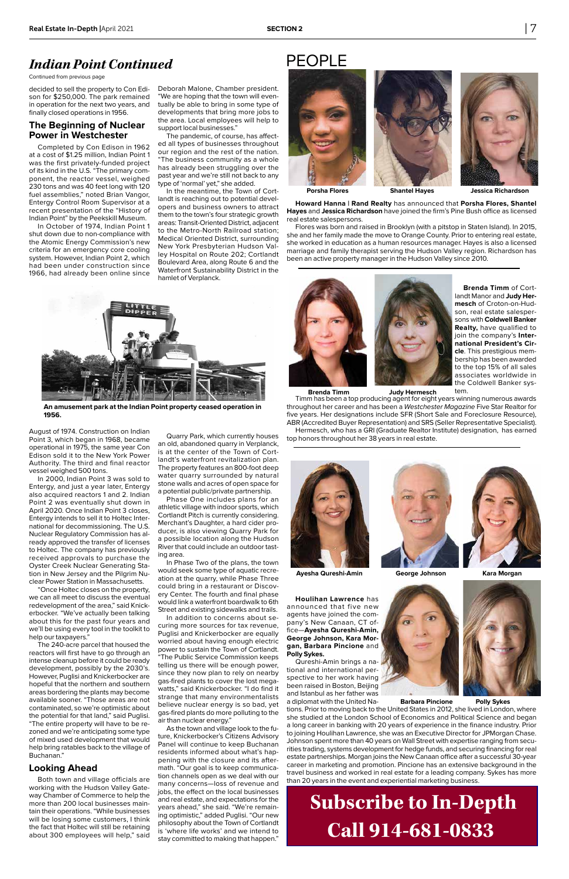## *Indian Point Continued*

Continued from previous page

decided to sell the property to Con Edison for $250,000. The park remained in operation for the next two years, and finally closed operations in 1956.

### The Beginning of Nuclear Power in Westchester

Completed by Con Edison in 1962 at a cost of $1.25 million, Indian Point 1 was the first privately-funded project of its kind in the U.S. "The primary component, the reactor vessel, weighed 230 tons and was 40 feet long with 120 fuel assemblies," noted Brian Vangor, Entergy Control Room Supervisor at a recent presentation of the "History of Indian Point" by the Peekskill Museum.

In October of 1974, Indian Point 1 shut down due to non-compliance with the Atomic Energy Commission's new criteria for an emergency core cooling system. However, Indian Point 2, which had been under construction since 1966, had already been online since August of 1974. Construction on Indian Point 3, which began in 1968, became operational in 1975, the same year Con Edison sold it to the New York Power Authority. The third and final reactor vessel weighed 500 tons.

In 2000, Indian Point 3 was sold to Entergy, and just a year later, Entergy also acquired reactors 1 and 2. Indian Point 2 was eventually shut down in April 2020. Once Indian Point 3 closes, Entergy intends to sell it to Holtec International for decommissioning. The U.S. Nuclear Regulatory Commission has already approved the transfer of licenses to Holtec. The company has previously received approvals to purchase the Oyster Creek Nuclear Generating Station in New Jersey and the Pilgrim Nuclear Power Station in Massachusetts.

"Once Holtec closes on the property, we can all meet to discuss the eventual redevelopment of the area," said Knickerbocker. "We've actually been talking about this for the past four years and we'll be using every tool in the toolkit to help our taxpayers."

The 240-acre parcel that housed the reactors will first have to go through an intense cleanup before it could be ready for development, possibly by the 2030's. However, Puglisi and Knickerbocker are hopeful that the northern and southern areas bordering the plants may become available sooner. "Those areas are not contaminated, so we're optimistic about the potential for that land," said Puglisi. "The entire property will have to be rezoned and we're anticipating some type of mixed used development that would help bring ratables back to the village of Buchanan."

### Looking Ahead

Both town and village officials are working with the Hudson Valley Gateway Chamber of Commerce to help the more than 200 local businesses maintain their operations. "While businesses will be losing some customers, I think the fact that Holtec will still be retaining about 300 employees will help," said Deborah Malone, Chamber president. "We are hoping that the town will eventually be able to bring in some type of developments that bring more jobs to the area. Local employees will help to support local businesses."

The pandemic, of course, has affected all types of businesses throughout our region and the rest of the nation. "The business community as a whole has already been struggling over the past year and we're still not back to any type of 'normal' yet," she added.

In the meantime, the Town of Cortlandt is reaching out to potential developers and business owners to attract them to the town's four strategic growth areas: Transit-Oriented District, adjacent to the Metro-North Railroad station; Medical Oriented District, surrounding New York Presbyterian Hudson Valley Hospital on Route 202; Cortlandt Boulevard Area, along Route 6 and the Waterfront Sustainability District in the hamlet of Verplanck.

**An amusement park at the Indian Point property ceased operation in 1956.**

Quarry Park, which currently houses an old, abandoned quarry in Verplanck, is at the center of the Town of Cortlandt's waterfront revitalization plan. The property features an 800-foot deep water quarry surrounded by natural stone walls and acres of open space for a potential public/private partnership.

Phase One includes plans for an athletic village with indoor sports, which Cortlandt Pitch is currently considering. Merchant's Daughter, a hard cider producer, is also viewing Quarry Park for a possible location along the Hudson River that could include an outdoor tasting area.

In Phase Two of the plans, the town would seek some type of aquatic recreation at the quarry, while Phase Three could bring in a restaurant or Discovery Center. The fourth and final phase would link a waterfront boardwalk to 6th Street and existing sidewalks and trails.

In addition to concerns about securing more sources for tax revenue, Puglisi and Knickerbocker are equally worried about having enough electric power to sustain the Town of Cortlandt. "The Public Service Commission keeps telling us there will be enough power, since they now plan to rely on nearby gas-fired plants to cover the lost megawatts," said Knickerbocker. "I do find it strange that many environmentalists believe nuclear energy is so bad, yet gas-fired plants do more polluting to the air than nuclear energy."

As the town and village look to the future, Knickerbocker's Citizens Advisory Panel will continue to keep Buchanan residents informed about what's happening with the closure and its aftermath. "Our goal is to keep communication channels open as we deal with our many concerns—loss of revenue and jobs, the effect on the local businesses and real estate, and expectations for the years ahead," she said. "We remain optimistic," added Puglisi. "Our new philosophy about the Town of Cortlandt is 'where life works' and we intend to stay committed to making that happen."

# PEOPLE

Porsha Flores | Shantel Hayes | Jessica Richardson

**Howard Hanna | Rand Realty** has announced that **Porsha Flores, Shantel Hayes** and **Jessica Richardson** have joined the firm's Pine Bush office as licensed real estate salespersons.

Flores was born and raised in Brooklyn (with a pitstop in Staten Island). In 2015, she and her family made the move to Orange County. Prior to entering real estate, she worked in education as a human resources manager. Hayes is also a licensed marriage and family therapist serving the Hudson Valley region. Richardson has been an active property manager in the Hudson Valley since 2010.

Brenda Timm | Judy Hermesch

**Brenda Timm** of Cortlandt Manor and **Judy Hermesch** of Croton-on-Hudson, real estate salespersons with **Coldwell Banker Realty,** have qualified to join the company's **International President's Circle**. This prestigious membership has been awarded to the top 15% of all sales associates worldwide in the Coldwell Banker system.

Timm has been a top producing agent for eight years winning numerous awards throughout her career and has been a *Westchester Magazine* Five Star Realtor for five years. Her designations include SFR (Short Sale and Foreclosure Resource), ABR (Accredited Buyer Representation) and SRS (Seller Representative Specialist).

Hermesch, who has a GRI (Graduate Realtor Institute) designation, has earned top honors throughout her 38 years in real estate.

Ayesha Qureshi-Amin | George Johnson | Kara Morgan

Barbara Pincione | Polly Sykes

**Houlihan Lawrence** has announced that five new agents have joined the company's New Canaan, CT office—**Ayesha Qureshi-Amin, George Johnson, Kara Morgan, Barbara Pincione** and **Polly Sykes.**

Qureshi-Amin brings a national and international perspective to her work having been raised in Boston, Beijing and Istanbul as her father was a diplomat with the United Nations. Prior to moving back to the United States in 2012, she lived in London, where she studied at the London School of Economics and Political Science and began a long career in banking with 20 years of experience in the finance industry. Prior to joining Houlihan Lawrence, she was an Executive Director for JPMorgan Chase. Johnson spent more than 40 years on Wall Street with expertise ranging from securities trading, systems development for hedge funds, and securing financing for real estate partnerships. Morgan joins the New Canaan office after a successful 30-year career in marketing and promotion. Pincione has an extensive background in the travel business and worked in real estate for a leading company. Sykes has more than 20 years in the event and experiential marketing business.

**Subscribe to In-Depth**
**Call 914-681-0833**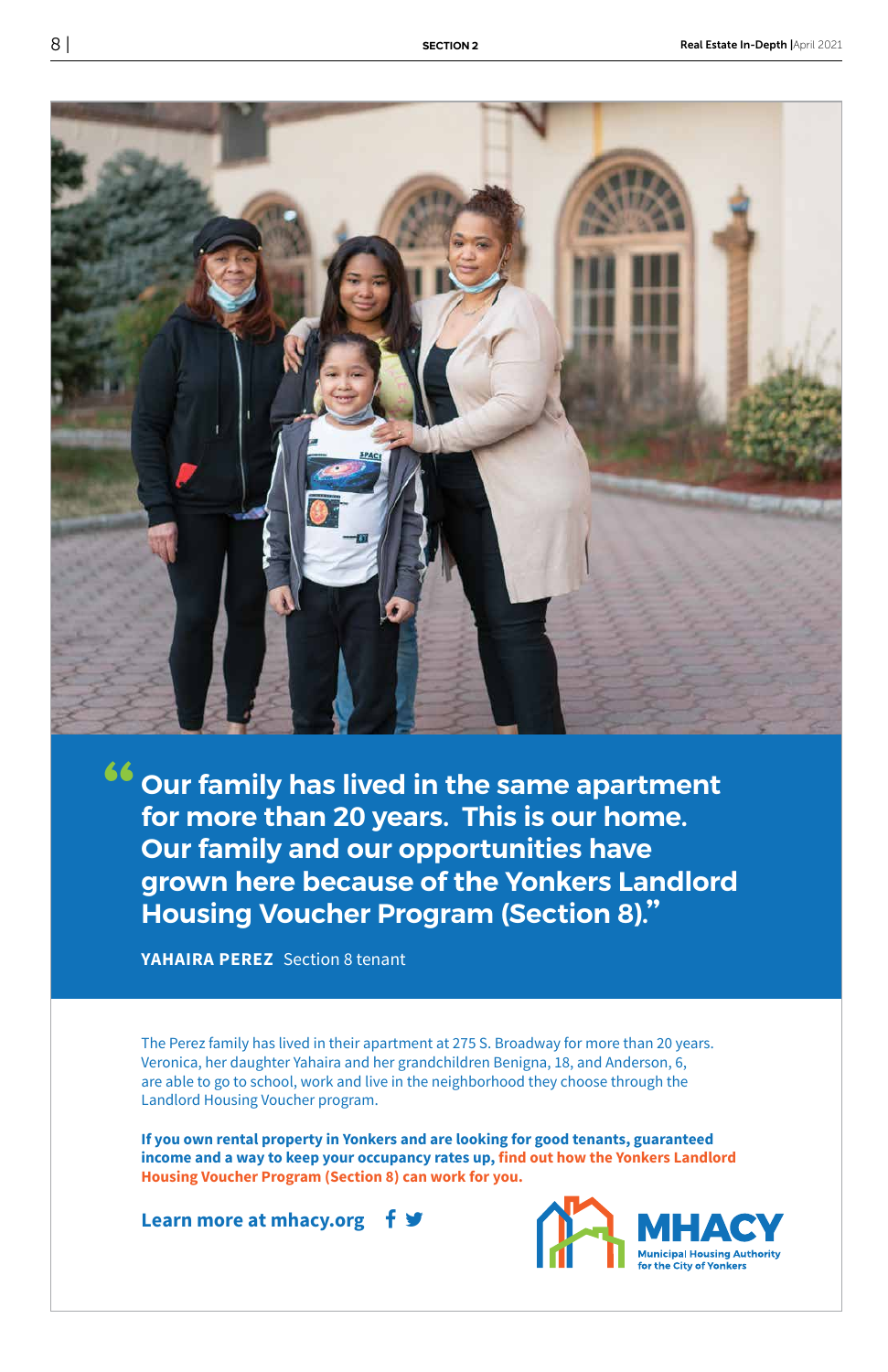> "Our family has lived in the same apartment for more than 20 years. This is our home. Our family and our opportunities have grown here because of the Yonkers Landlord Housing Voucher Program (Section 8)."

**YAHAIRA PEREZ** Section 8 tenant

The Perez family has lived in their apartment at 275 S. Broadway for more than 20 years. Veronica, her daughter Yahaira and her grandchildren Benigna, 18, and Anderson, 6, are able to go to school, work and live in the neighborhood they choose through the Landlord Housing Voucher program.

**If you own rental property in Yonkers and are looking for good tenants, guaranteed income and a way to keep your occupancy rates up, find out how the Yonkers Landlord Housing Voucher Program (Section 8) can work for you.**

**Learn more at mhacy.org**

**MHACY**
Municipal Housing Authority for the City of Yonkers